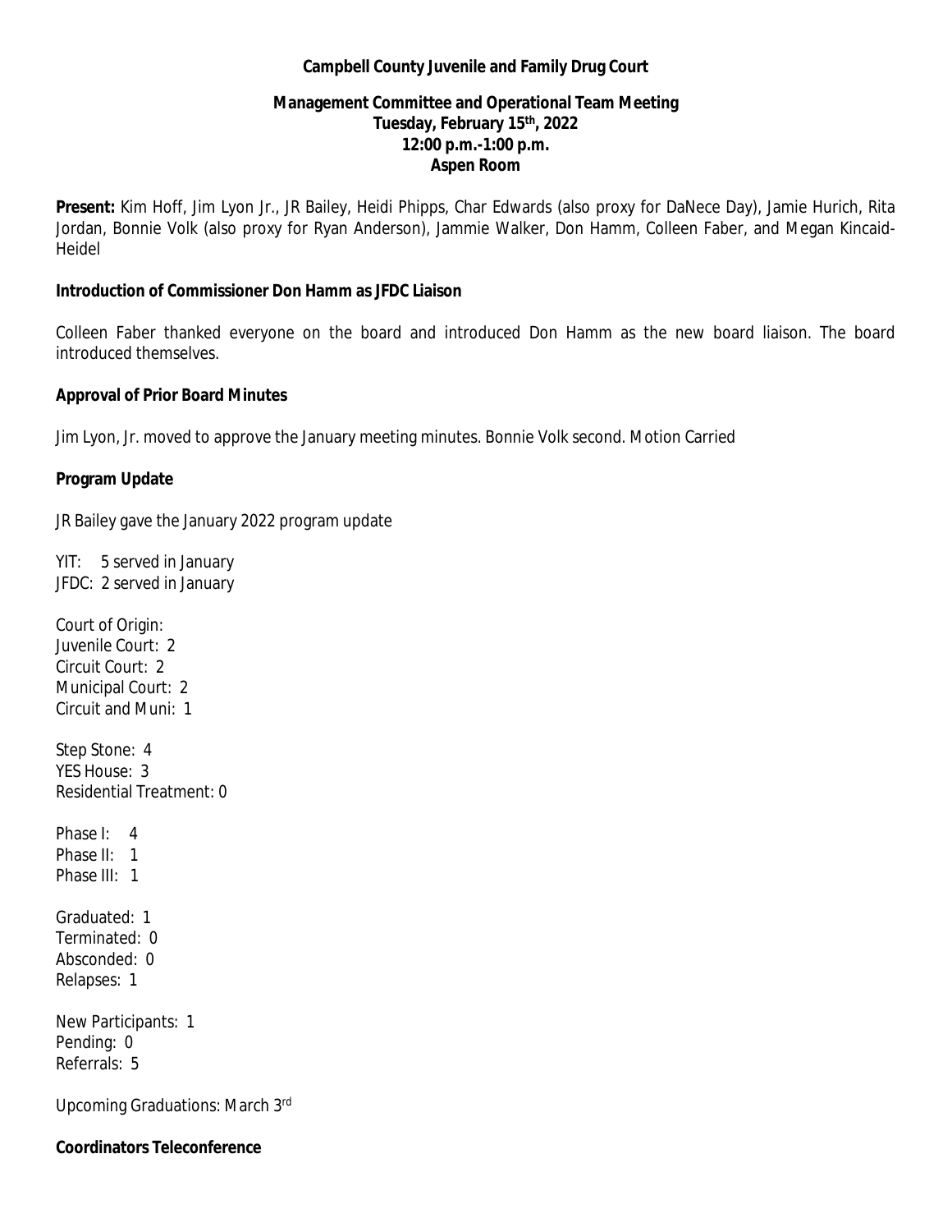**Campbell County Juvenile and Family Drug Court**

**Management Committee and Operational Team Meeting**
**Tuesday, February 15th, 2022**
**12:00 p.m.-1:00 p.m.**
**Aspen Room**

**Present:** Kim Hoff, Jim Lyon Jr., JR Bailey, Heidi Phipps, Char Edwards (also proxy for DaNece Day), Jamie Hurich, Rita Jordan, Bonnie Volk (also proxy for Ryan Anderson), Jammie Walker, Don Hamm, Colleen Faber, and Megan Kincaid-Heidel

**Introduction of Commissioner Don Hamm as JFDC Liaison**

Colleen Faber thanked everyone on the board and introduced Don Hamm as the new board liaison. The board introduced themselves.

**Approval of Prior Board Minutes**

Jim Lyon, Jr. moved to approve the January meeting minutes. Bonnie Volk second. Motion Carried

**Program Update**

JR Bailey gave the January 2022 program update

YIT: 5 served in January
JFDC: 2 served in January

Court of Origin:
Juvenile Court: 2
Circuit Court: 2
Municipal Court: 2
Circuit and Muni: 1

Step Stone: 4
YES House: 3
Residential Treatment: 0

Phase I: 4
Phase II: 1
Phase III: 1

Graduated: 1
Terminated: 0
Absconded: 0
Relapses: 1

New Participants: 1
Pending: 0
Referrals: 5

Upcoming Graduations: March 3rd

**Coordinators Teleconference**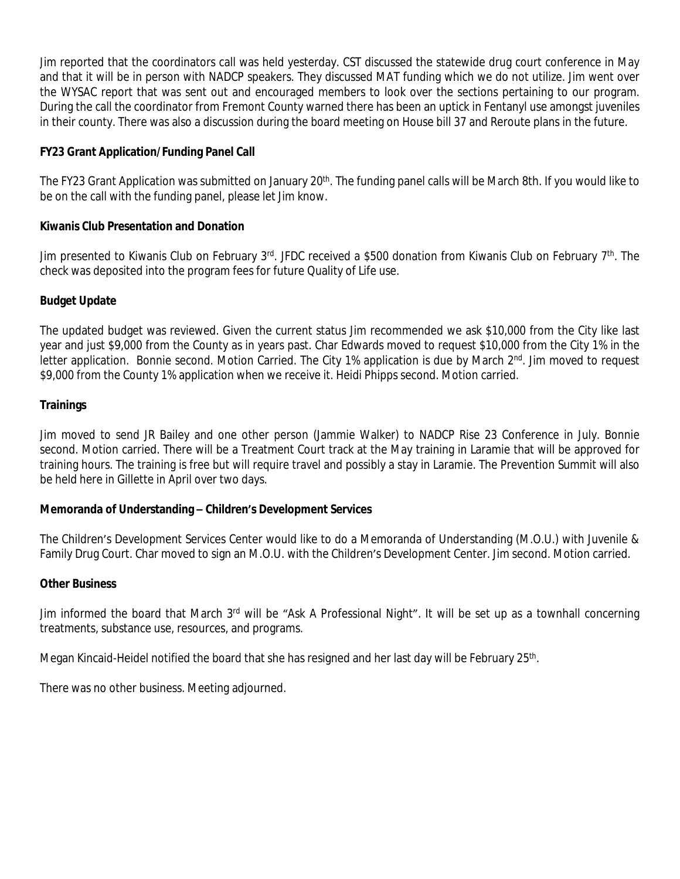Jim reported that the coordinators call was held yesterday. CST discussed the statewide drug court conference in May and that it will be in person with NADCP speakers. They discussed MAT funding which we do not utilize. Jim went over the WYSAC report that was sent out and encouraged members to look over the sections pertaining to our program. During the call the coordinator from Fremont County warned there has been an uptick in Fentanyl use amongst juveniles in their county. There was also a discussion during the board meeting on House bill 37 and Reroute plans in the future.

**FY23 Grant Application/Funding Panel Call**

The FY23 Grant Application was submitted on January 20th. The funding panel calls will be March 8th. If you would like to be on the call with the funding panel, please let Jim know.

**Kiwanis Club Presentation and Donation**

Jim presented to Kiwanis Club on February 3rd. JFDC received a $500 donation from Kiwanis Club on February 7th. The check was deposited into the program fees for future Quality of Life use.

**Budget Update**

The updated budget was reviewed. Given the current status Jim recommended we ask $10,000 from the City like last year and just $9,000 from the County as in years past. Char Edwards moved to request $10,000 from the City 1% in the letter application. Bonnie second. Motion Carried. The City 1% application is due by March 2nd. Jim moved to request $9,000 from the County 1% application when we receive it. Heidi Phipps second. Motion carried.

**Trainings**

Jim moved to send JR Bailey and one other person (Jammie Walker) to NADCP Rise 23 Conference in July. Bonnie second. Motion carried. There will be a Treatment Court track at the May training in Laramie that will be approved for training hours. The training is free but will require travel and possibly a stay in Laramie. The Prevention Summit will also be held here in Gillette in April over two days.

**Memoranda of Understanding – Children's Development Services**

The Children's Development Services Center would like to do a Memoranda of Understanding (M.O.U.) with Juvenile & Family Drug Court. Char moved to sign an M.O.U. with the Children's Development Center. Jim second. Motion carried.

**Other Business**

Jim informed the board that March 3rd will be "Ask A Professional Night". It will be set up as a townhall concerning treatments, substance use, resources, and programs.

Megan Kincaid-Heidel notified the board that she has resigned and her last day will be February 25th.

There was no other business. Meeting adjourned.